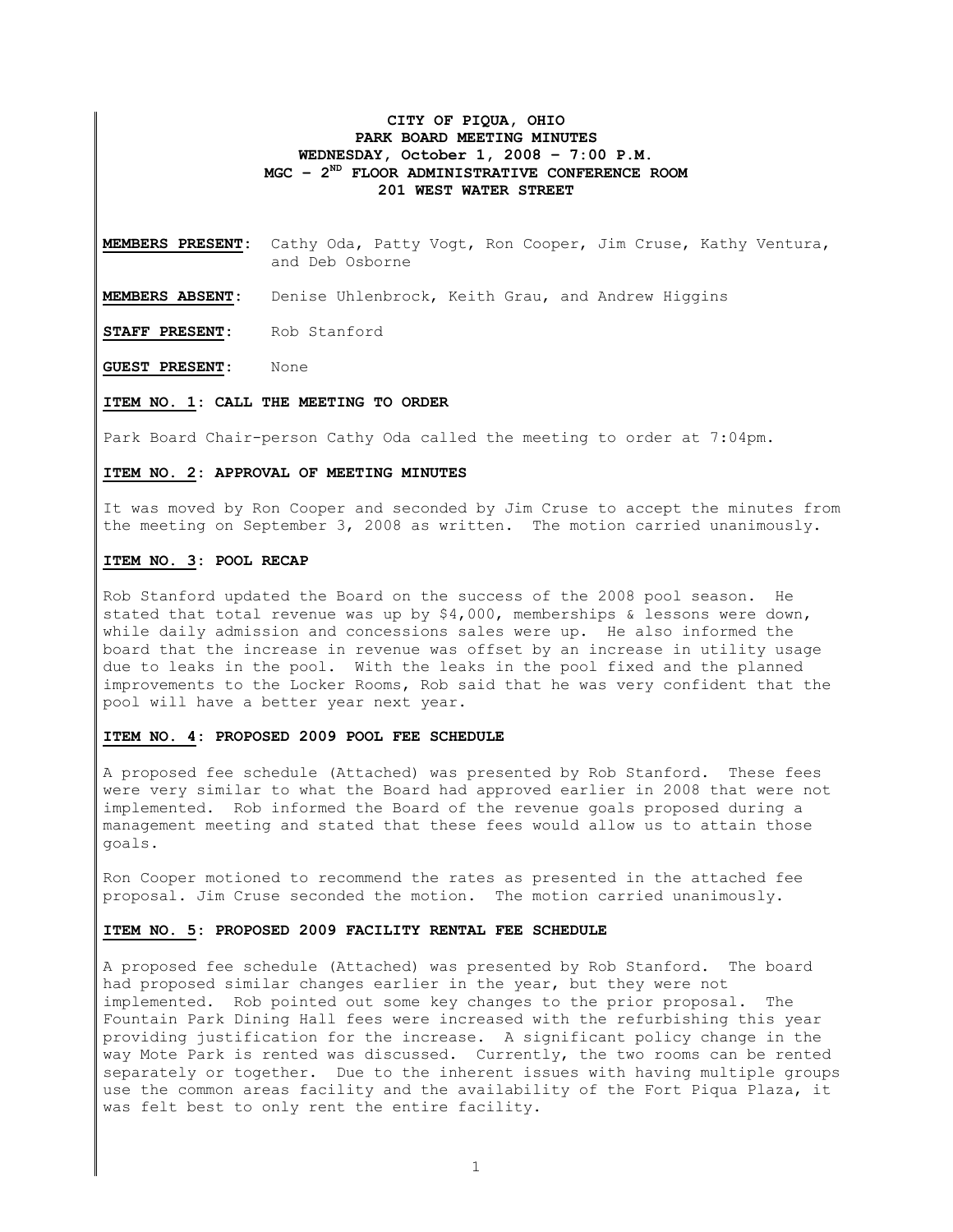# CITY OF PIQUA, OHIO
## PARK BOARD MEETING MINUTES
### WEDNESDAY, October 1, 2008 – 7:00 P.M.
### MGC – 2ND FLOOR ADMINISTRATIVE CONFERENCE ROOM
### 201 WEST WATER STREET

**MEMBERS PRESENT:** Cathy Oda, Patty Vogt, Ron Cooper, Jim Cruse, Kathy Ventura, and Deb Osborne

**MEMBERS ABSENT:** Denise Uhlenbrock, Keith Grau, and Andrew Higgins

**STAFF PRESENT:** Rob Stanford

**GUEST PRESENT:** None

**ITEM NO. 1: CALL THE MEETING TO ORDER**

Park Board Chair-person Cathy Oda called the meeting to order at 7:04pm.

**ITEM NO. 2: APPROVAL OF MEETING MINUTES**

It was moved by Ron Cooper and seconded by Jim Cruse to accept the minutes from the meeting on September 3, 2008 as written. The motion carried unanimously.

**ITEM NO. 3: POOL RECAP**

Rob Stanford updated the Board on the success of the 2008 pool season. He stated that total revenue was up by $4,000, memberships & lessons were down, while daily admission and concessions sales were up. He also informed the board that the increase in revenue was offset by an increase in utility usage due to leaks in the pool. With the leaks in the pool fixed and the planned improvements to the Locker Rooms, Rob said that he was very confident that the pool will have a better year next year.

**ITEM NO. 4: PROPOSED 2009 POOL FEE SCHEDULE**

A proposed fee schedule (Attached) was presented by Rob Stanford. These fees were very similar to what the Board had approved earlier in 2008 that were not implemented. Rob informed the Board of the revenue goals proposed during a management meeting and stated that these fees would allow us to attain those goals.

Ron Cooper motioned to recommend the rates as presented in the attached fee proposal. Jim Cruse seconded the motion. The motion carried unanimously.

**ITEM NO. 5: PROPOSED 2009 FACILITY RENTAL FEE SCHEDULE**

A proposed fee schedule (Attached) was presented by Rob Stanford. The board had proposed similar changes earlier in the year, but they were not implemented. Rob pointed out some key changes to the prior proposal. The Fountain Park Dining Hall fees were increased with the refurbishing this year providing justification for the increase. A significant policy change in the way Mote Park is rented was discussed. Currently, the two rooms can be rented separately or together. Due to the inherent issues with having multiple groups use the common areas facility and the availability of the Fort Piqua Plaza, it was felt best to only rent the entire facility.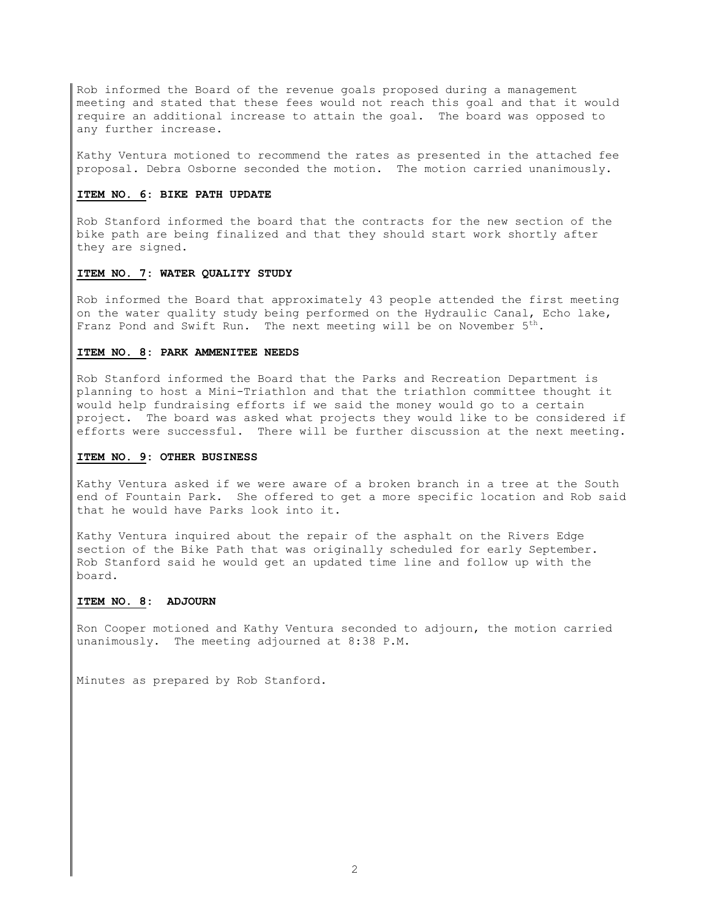Rob informed the Board of the revenue goals proposed during a management meeting and stated that these fees would not reach this goal and that it would require an additional increase to attain the goal. The board was opposed to any further increase.

Kathy Ventura motioned to recommend the rates as presented in the attached fee proposal. Debra Osborne seconded the motion. The motion carried unanimously.

**ITEM NO. 6: BIKE PATH UPDATE**

Rob Stanford informed the board that the contracts for the new section of the bike path are being finalized and that they should start work shortly after they are signed.

**ITEM NO. 7: WATER QUALITY STUDY**

Rob informed the Board that approximately 43 people attended the first meeting on the water quality study being performed on the Hydraulic Canal, Echo lake, Franz Pond and Swift Run. The next meeting will be on November 5th.

**ITEM NO. 8: PARK AMMENITEE NEEDS**

Rob Stanford informed the Board that the Parks and Recreation Department is planning to host a Mini-Triathlon and that the triathlon committee thought it would help fundraising efforts if we said the money would go to a certain project. The board was asked what projects they would like to be considered if efforts were successful. There will be further discussion at the next meeting.

**ITEM NO. 9: OTHER BUSINESS**

Kathy Ventura asked if we were aware of a broken branch in a tree at the South end of Fountain Park. She offered to get a more specific location and Rob said that he would have Parks look into it.

Kathy Ventura inquired about the repair of the asphalt on the Rivers Edge section of the Bike Path that was originally scheduled for early September. Rob Stanford said he would get an updated time line and follow up with the board.

**ITEM NO. 8: ADJOURN**

Ron Cooper motioned and Kathy Ventura seconded to adjourn, the motion carried unanimously. The meeting adjourned at 8:38 P.M.

Minutes as prepared by Rob Stanford.